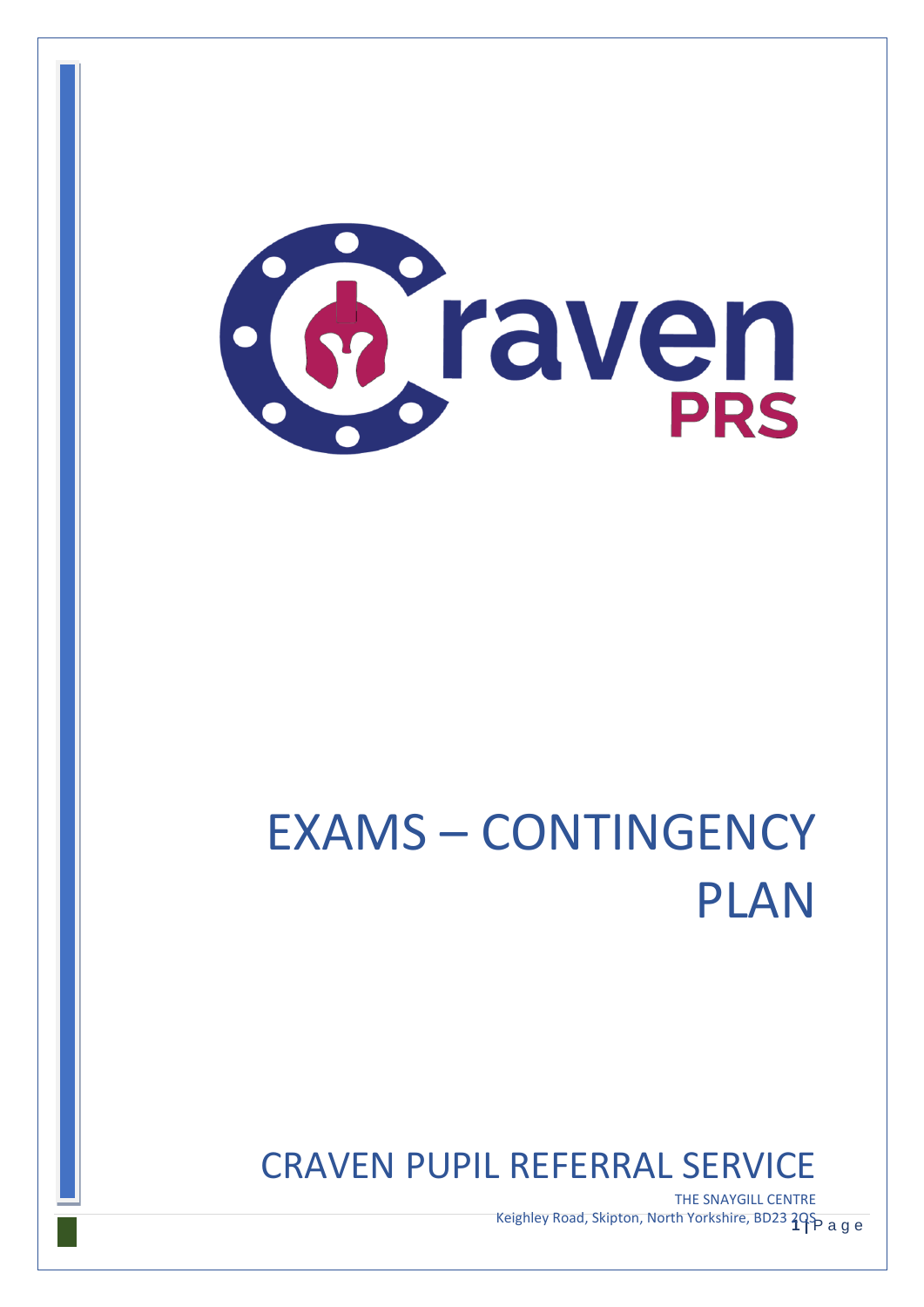# EXAMS – CONTINGENCY PLAN

## CRAVEN PUPIL REFERRAL SERVICE

THE SNAYGILL CENTRE
Keighley Road, Skipton, North Yorkshire, BD23 2QS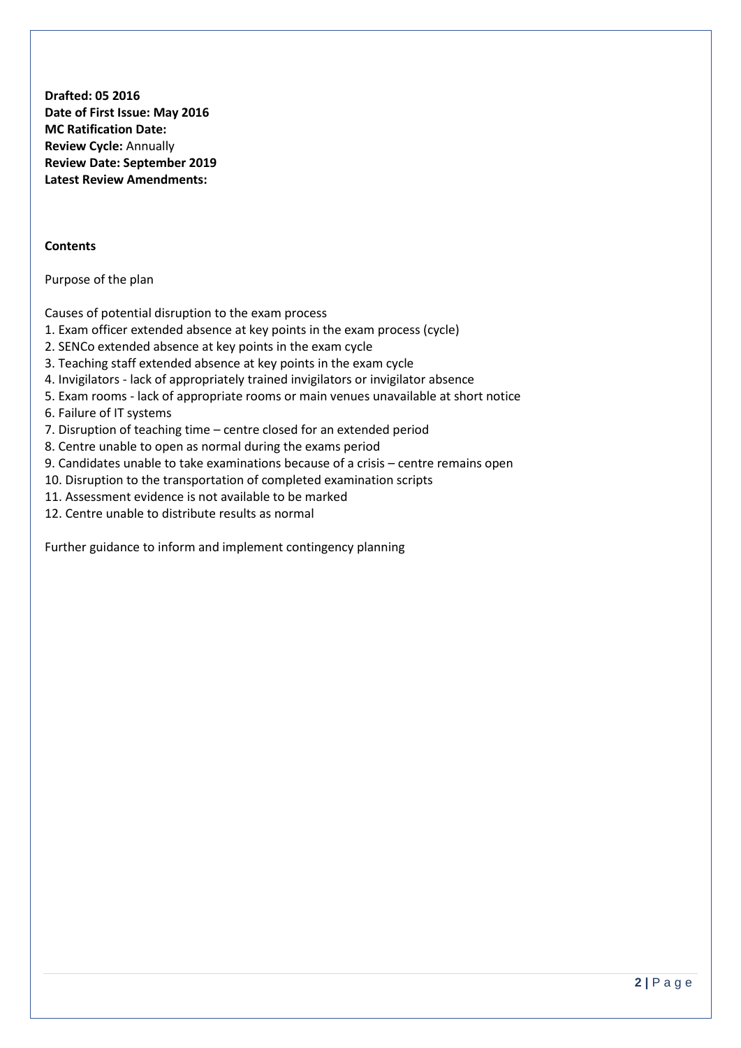**Drafted: 05 2016**
**Date of First Issue: May 2016**
**MC Ratification Date:**
**Review Cycle:** Annually
**Review Date: September 2019**
**Latest Review Amendments:**

**Contents**

Purpose of the plan

Causes of potential disruption to the exam process

1. Exam officer extended absence at key points in the exam process (cycle)
2. SENCo extended absence at key points in the exam cycle
3. Teaching staff extended absence at key points in the exam cycle
4. Invigilators - lack of appropriately trained invigilators or invigilator absence
5. Exam rooms - lack of appropriate rooms or main venues unavailable at short notice
6. Failure of IT systems
7. Disruption of teaching time – centre closed for an extended period
8. Centre unable to open as normal during the exams period
9. Candidates unable to take examinations because of a crisis – centre remains open
10. Disruption to the transportation of completed examination scripts
11. Assessment evidence is not available to be marked
12. Centre unable to distribute results as normal

Further guidance to inform and implement contingency planning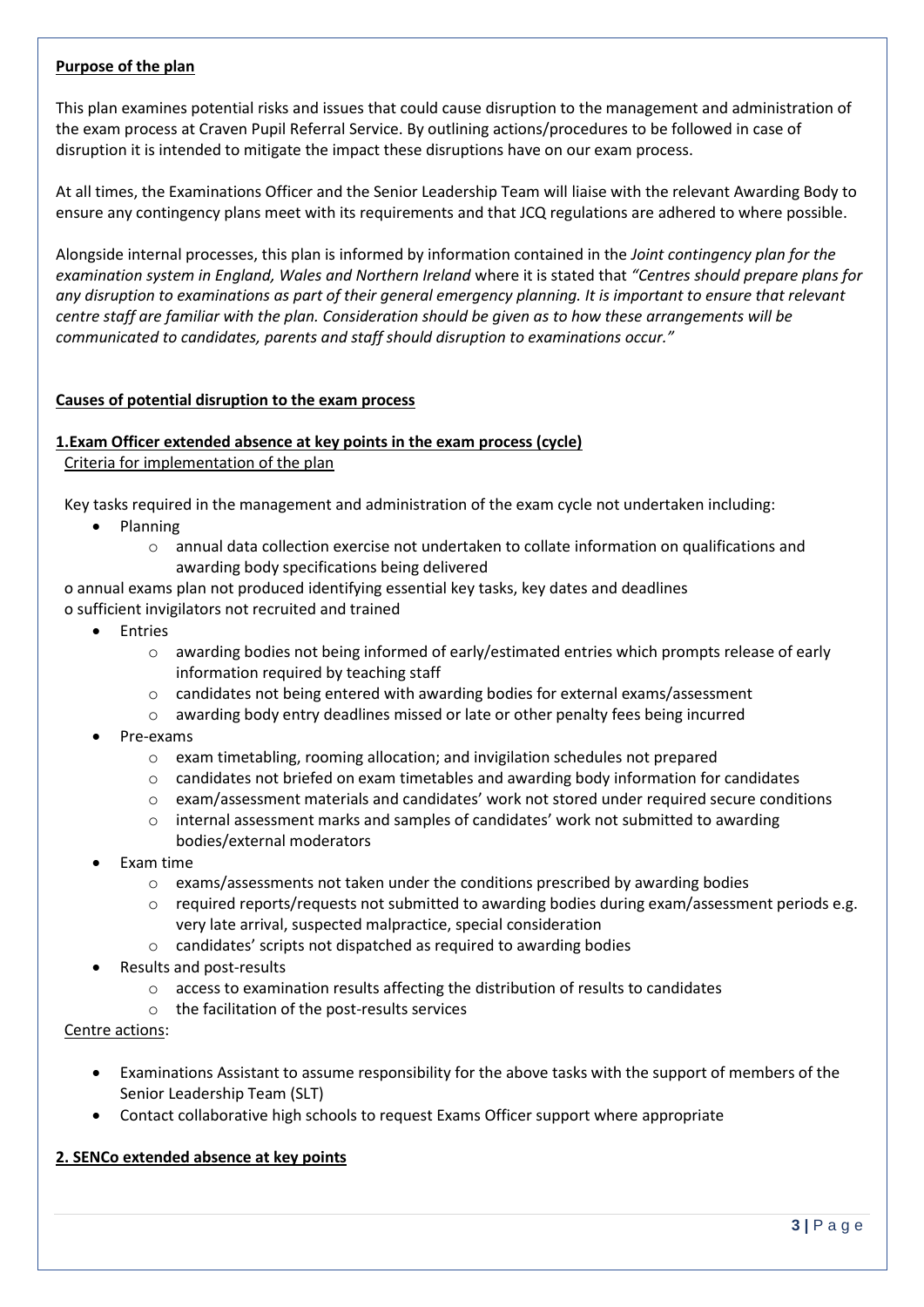**Purpose of the plan**

This plan examines potential risks and issues that could cause disruption to the management and administration of the exam process at Craven Pupil Referral Service. By outlining actions/procedures to be followed in case of disruption it is intended to mitigate the impact these disruptions have on our exam process.

At all times, the Examinations Officer and the Senior Leadership Team will liaise with the relevant Awarding Body to ensure any contingency plans meet with its requirements and that JCQ regulations are adhered to where possible.

Alongside internal processes, this plan is informed by information contained in the *Joint contingency plan for the examination system in England, Wales and Northern Ireland* where it is stated that *"Centres should prepare plans for any disruption to examinations as part of their general emergency planning. It is important to ensure that relevant centre staff are familiar with the plan. Consideration should be given as to how these arrangements will be communicated to candidates, parents and staff should disruption to examinations occur."*

**Causes of potential disruption to the exam process**

**1.Exam Officer extended absence at key points in the exam process (cycle)**

Criteria for implementation of the plan

Key tasks required in the management and administration of the exam cycle not undertaken including:

- Planning
  - annual data collection exercise not undertaken to collate information on qualifications and awarding body specifications being delivered

o annual exams plan not produced identifying essential key tasks, key dates and deadlines
o sufficient invigilators not recruited and trained

- Entries
  - awarding bodies not being informed of early/estimated entries which prompts release of early information required by teaching staff
  - candidates not being entered with awarding bodies for external exams/assessment
  - awarding body entry deadlines missed or late or other penalty fees being incurred
- Pre-exams
  - exam timetabling, rooming allocation; and invigilation schedules not prepared
  - candidates not briefed on exam timetables and awarding body information for candidates
  - exam/assessment materials and candidates' work not stored under required secure conditions
  - internal assessment marks and samples of candidates' work not submitted to awarding bodies/external moderators
- Exam time
  - exams/assessments not taken under the conditions prescribed by awarding bodies
  - required reports/requests not submitted to awarding bodies during exam/assessment periods e.g. very late arrival, suspected malpractice, special consideration
  - candidates' scripts not dispatched as required to awarding bodies
- Results and post-results
  - access to examination results affecting the distribution of results to candidates
  - the facilitation of the post-results services

Centre actions:

- Examinations Assistant to assume responsibility for the above tasks with the support of members of the Senior Leadership Team (SLT)
- Contact collaborative high schools to request Exams Officer support where appropriate

**2. SENCo extended absence at key points**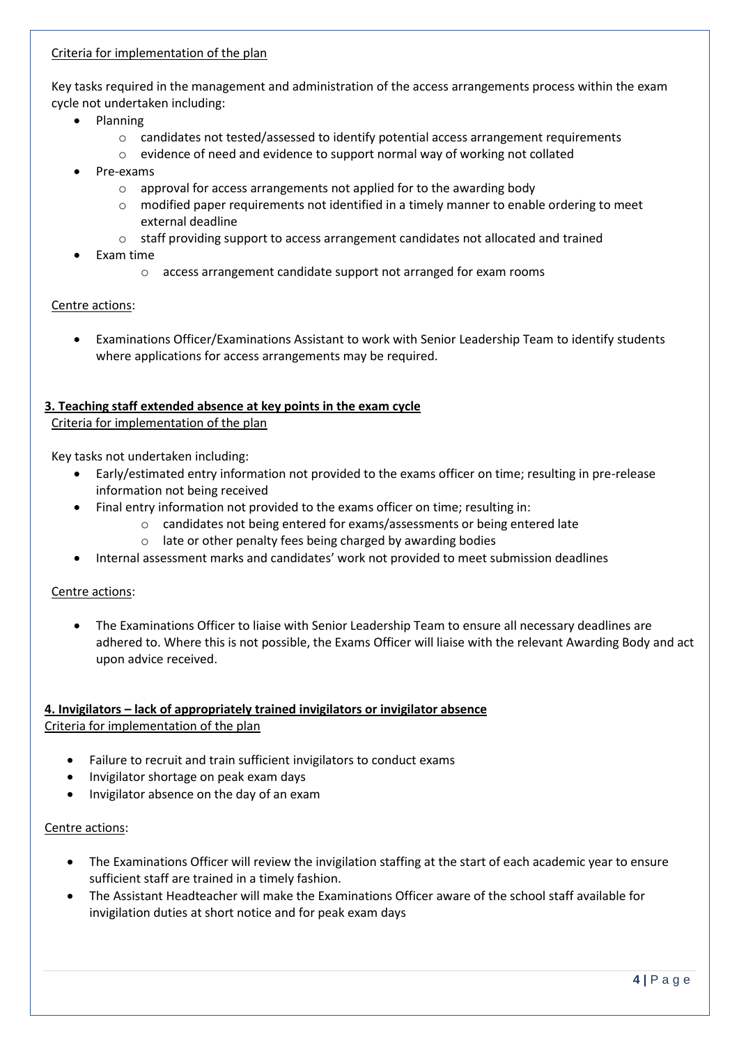Criteria for implementation of the plan

Key tasks required in the management and administration of the access arrangements process within the exam cycle not undertaken including:

- Planning
  - candidates not tested/assessed to identify potential access arrangement requirements
  - evidence of need and evidence to support normal way of working not collated
- Pre-exams
  - approval for access arrangements not applied for to the awarding body
  - modified paper requirements not identified in a timely manner to enable ordering to meet external deadline
  - staff providing support to access arrangement candidates not allocated and trained
- Exam time
  - access arrangement candidate support not arranged for exam rooms

Centre actions:

- Examinations Officer/Examinations Assistant to work with Senior Leadership Team to identify students where applications for access arrangements may be required.

## 3. Teaching staff extended absence at key points in the exam cycle

Criteria for implementation of the plan

Key tasks not undertaken including:

- Early/estimated entry information not provided to the exams officer on time; resulting in pre-release information not being received
- Final entry information not provided to the exams officer on time; resulting in:
  - candidates not being entered for exams/assessments or being entered late
  - late or other penalty fees being charged by awarding bodies
- Internal assessment marks and candidates' work not provided to meet submission deadlines

Centre actions:

- The Examinations Officer to liaise with Senior Leadership Team to ensure all necessary deadlines are adhered to. Where this is not possible, the Exams Officer will liaise with the relevant Awarding Body and act upon advice received.

## 4. Invigilators – lack of appropriately trained invigilators or invigilator absence

Criteria for implementation of the plan

- Failure to recruit and train sufficient invigilators to conduct exams
- Invigilator shortage on peak exam days
- Invigilator absence on the day of an exam

Centre actions:

- The Examinations Officer will review the invigilation staffing at the start of each academic year to ensure sufficient staff are trained in a timely fashion.
- The Assistant Headteacher will make the Examinations Officer aware of the school staff available for invigilation duties at short notice and for peak exam days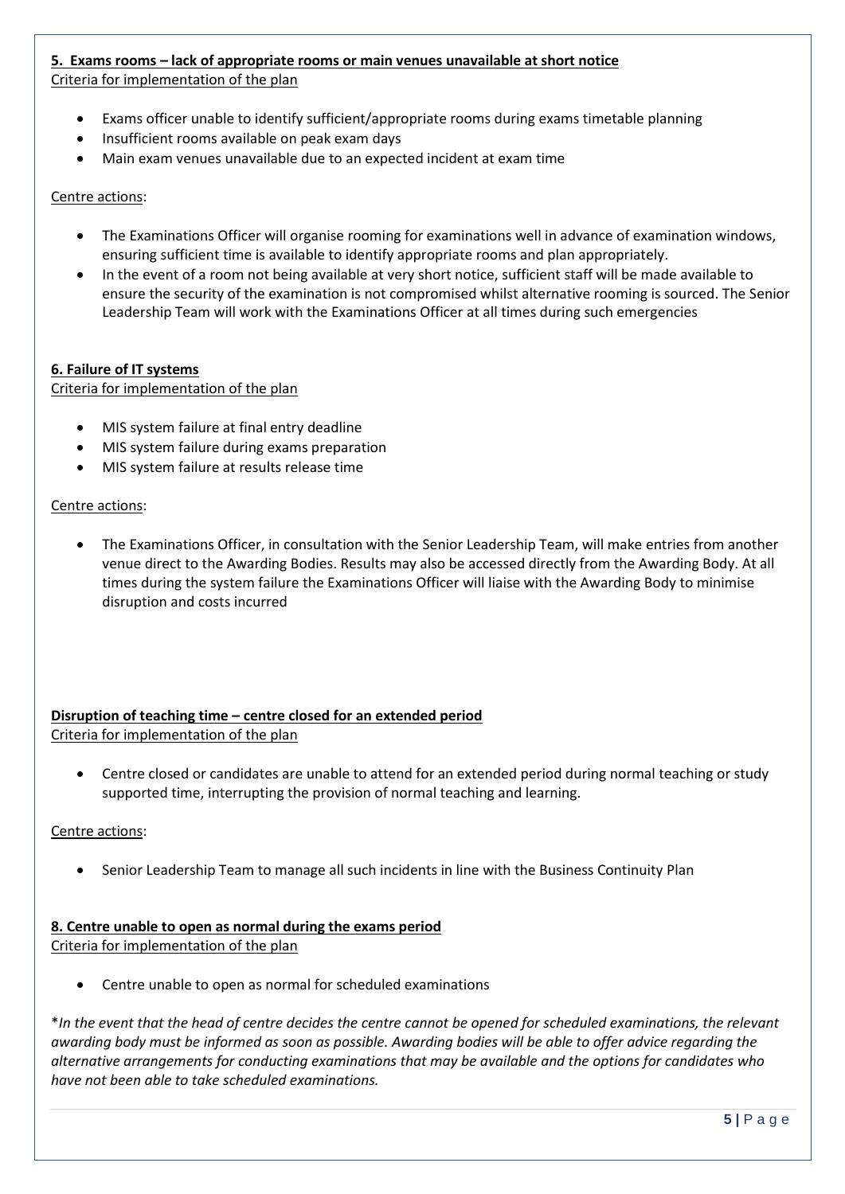### 5. Exams rooms – lack of appropriate rooms or main venues unavailable at short notice

Criteria for implementation of the plan

- Exams officer unable to identify sufficient/appropriate rooms during exams timetable planning
- Insufficient rooms available on peak exam days
- Main exam venues unavailable due to an expected incident at exam time

Centre actions:

- The Examinations Officer will organise rooming for examinations well in advance of examination windows, ensuring sufficient time is available to identify appropriate rooms and plan appropriately.
- In the event of a room not being available at very short notice, sufficient staff will be made available to ensure the security of the examination is not compromised whilst alternative rooming is sourced. The Senior Leadership Team will work with the Examinations Officer at all times during such emergencies

### 6. Failure of IT systems

Criteria for implementation of the plan

- MIS system failure at final entry deadline
- MIS system failure during exams preparation
- MIS system failure at results release time

Centre actions:

- The Examinations Officer, in consultation with the Senior Leadership Team, will make entries from another venue direct to the Awarding Bodies. Results may also be accessed directly from the Awarding Body. At all times during the system failure the Examinations Officer will liaise with the Awarding Body to minimise disruption and costs incurred

### Disruption of teaching time – centre closed for an extended period

Criteria for implementation of the plan

- Centre closed or candidates are unable to attend for an extended period during normal teaching or study supported time, interrupting the provision of normal teaching and learning.

Centre actions:

- Senior Leadership Team to manage all such incidents in line with the Business Continuity Plan

### 8. Centre unable to open as normal during the exams period

Criteria for implementation of the plan

- Centre unable to open as normal for scheduled examinations

\**In the event that the head of centre decides the centre cannot be opened for scheduled examinations, the relevant awarding body must be informed as soon as possible. Awarding bodies will be able to offer advice regarding the alternative arrangements for conducting examinations that may be available and the options for candidates who have not been able to take scheduled examinations.*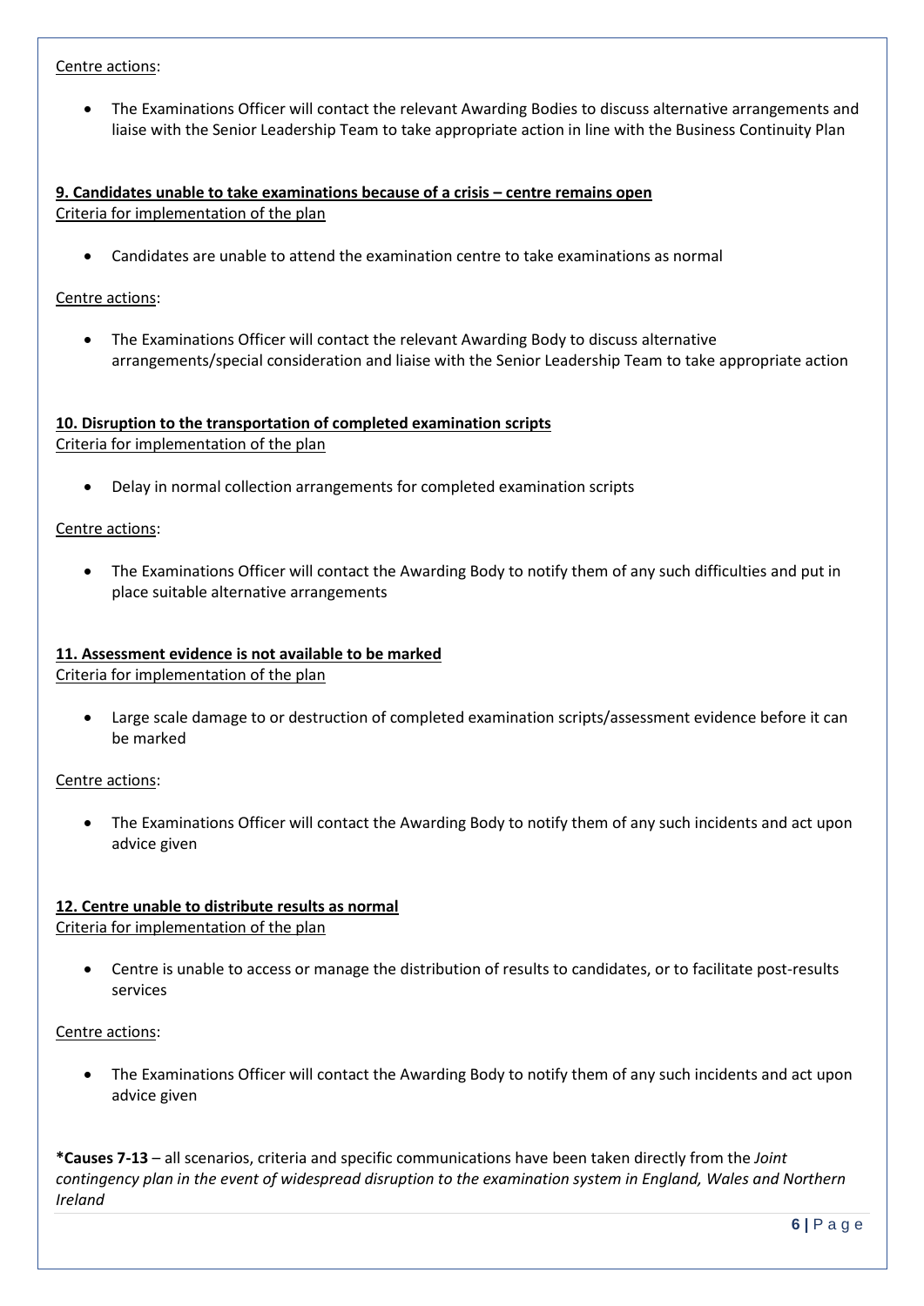<u>Centre actions</u>:

- The Examinations Officer will contact the relevant Awarding Bodies to discuss alternative arrangements and liaise with the Senior Leadership Team to take appropriate action in line with the Business Continuity Plan

**9. Candidates unable to take examinations because of a crisis – centre remains open**

<u>Criteria for implementation of the plan</u>

- Candidates are unable to attend the examination centre to take examinations as normal

<u>Centre actions</u>:

- The Examinations Officer will contact the relevant Awarding Body to discuss alternative arrangements/special consideration and liaise with the Senior Leadership Team to take appropriate action

**10. Disruption to the transportation of completed examination scripts**

<u>Criteria for implementation of the plan</u>

- Delay in normal collection arrangements for completed examination scripts

<u>Centre actions</u>:

- The Examinations Officer will contact the Awarding Body to notify them of any such difficulties and put in place suitable alternative arrangements

**11. Assessment evidence is not available to be marked**

<u>Criteria for implementation of the plan</u>

- Large scale damage to or destruction of completed examination scripts/assessment evidence before it can be marked

<u>Centre actions</u>:

- The Examinations Officer will contact the Awarding Body to notify them of any such incidents and act upon advice given

**12. Centre unable to distribute results as normal**

<u>Criteria for implementation of the plan</u>

- Centre is unable to access or manage the distribution of results to candidates, or to facilitate post-results services

<u>Centre actions</u>:

- The Examinations Officer will contact the Awarding Body to notify them of any such incidents and act upon advice given

**\*Causes 7-13** – all scenarios, criteria and specific communications have been taken directly from the *Joint contingency plan in the event of widespread disruption to the examination system in England, Wales and Northern Ireland*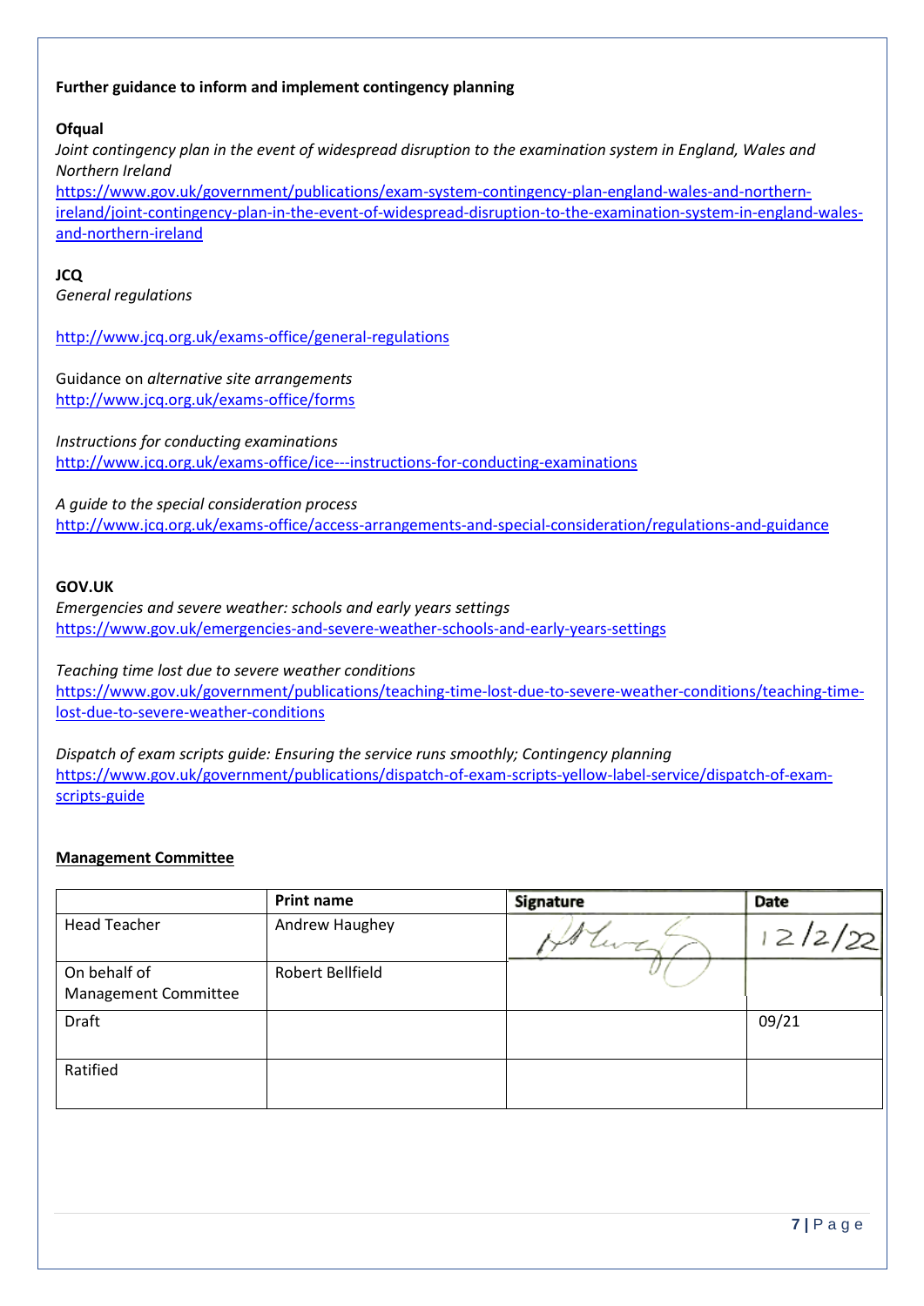**Further guidance to inform and implement contingency planning**

**Ofqual**

*Joint contingency plan in the event of widespread disruption to the examination system in England, Wales and Northern Ireland*
https://www.gov.uk/government/publications/exam-system-contingency-plan-england-wales-and-northern-ireland/joint-contingency-plan-in-the-event-of-widespread-disruption-to-the-examination-system-in-england-wales-and-northern-ireland

**JCQ**

*General regulations*

http://www.jcq.org.uk/exams-office/general-regulations

Guidance on *alternative site arrangements*
http://www.jcq.org.uk/exams-office/forms

*Instructions for conducting examinations*
http://www.jcq.org.uk/exams-office/ice---instructions-for-conducting-examinations

*A guide to the special consideration process*
http://www.jcq.org.uk/exams-office/access-arrangements-and-special-consideration/regulations-and-guidance

**GOV.UK**

*Emergencies and severe weather: schools and early years settings*
https://www.gov.uk/emergencies-and-severe-weather-schools-and-early-years-settings

*Teaching time lost due to severe weather conditions*
https://www.gov.uk/government/publications/teaching-time-lost-due-to-severe-weather-conditions/teaching-time-lost-due-to-severe-weather-conditions

*Dispatch of exam scripts guide: Ensuring the service runs smoothly; Contingency planning*
https://www.gov.uk/government/publications/dispatch-of-exam-scripts-yellow-label-service/dispatch-of-exam-scripts-guide

**Management Committee**

| | Print name | Signature | Date |
|---|---|---|---|
| Head Teacher | Andrew Haughey | [signature] | 12/2/22 |
| On behalf of Management Committee | Robert Bellfield | | |
| Draft | | | 09/21 |
| Ratified | | | |